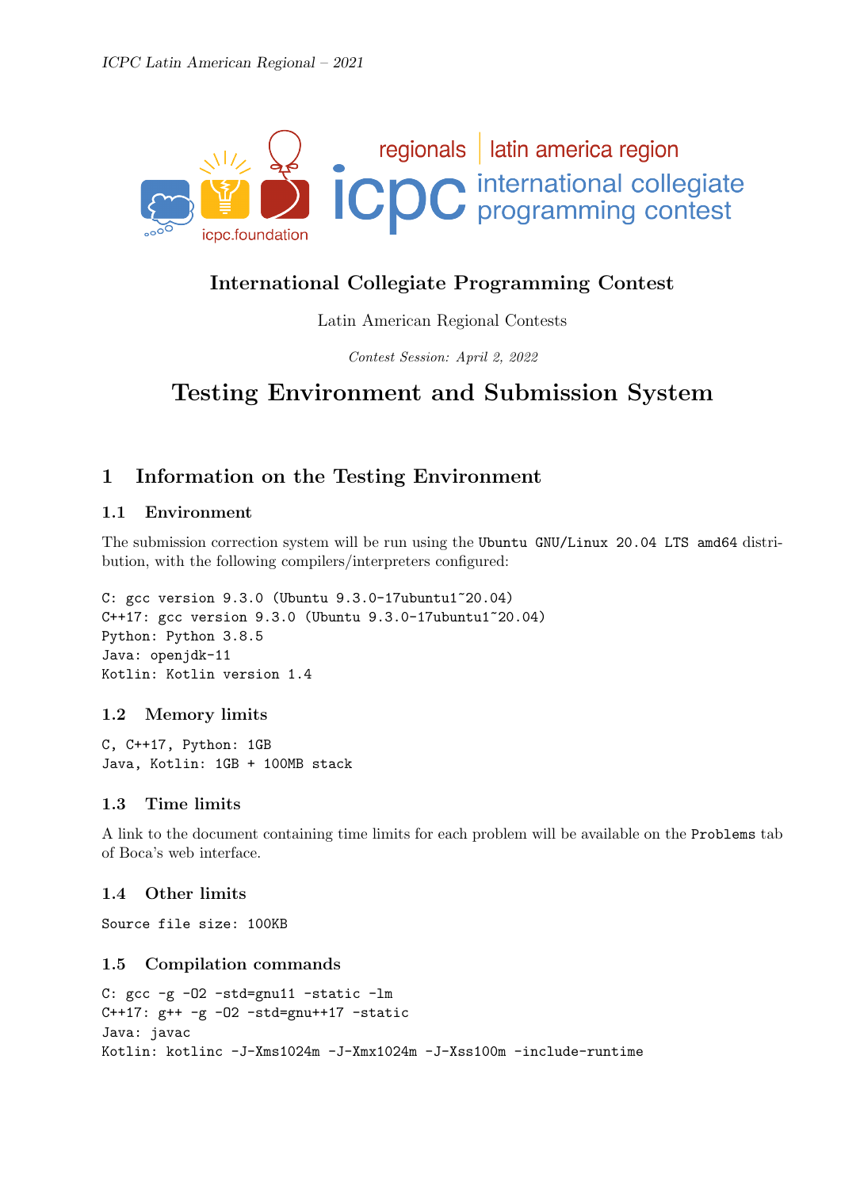# International Collegiate Programming Contest

Latin American Regional Contests

*Contest Session: April 2, 2022*

# Testing Environment and Submission System

## 1 Information on the Testing Environment

### 1.1 Environment

The submission correction system will be run using the `Ubuntu GNU/Linux 20.04 LTS amd64` distribution, with the following compilers/interpreters configured:

```
C: gcc version 9.3.0 (Ubuntu 9.3.0-17ubuntu1~20.04)
C++17: gcc version 9.3.0 (Ubuntu 9.3.0-17ubuntu1~20.04)
Python: Python 3.8.5
Java: openjdk-11
Kotlin: Kotlin version 1.4
```

### 1.2 Memory limits

```
C, C++17, Python: 1GB
Java, Kotlin: 1GB + 100MB stack
```

### 1.3 Time limits

A link to the document containing time limits for each problem will be available on the `Problems` tab of Boca's web interface.

### 1.4 Other limits

```
Source file size: 100KB
```

### 1.5 Compilation commands

```
C: gcc -g -O2 -std=gnu11 -static -lm
C++17: g++ -g -O2 -std=gnu++17 -static
Java: javac
Kotlin: kotlinc -J-Xms1024m -J-Xmx1024m -J-Xss100m -include-runtime
```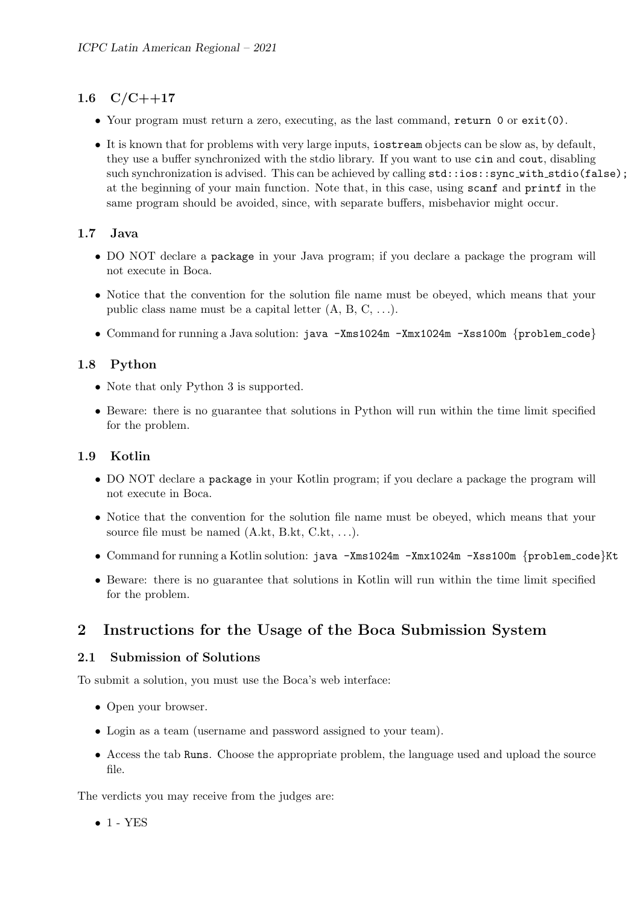### 1.6 C/C++17

- Your program must return a zero, executing, as the last command, `return 0` or `exit(0)`.
- It is known that for problems with very large inputs, `iostream` objects can be slow as, by default, they use a buffer synchronized with the stdio library. If you want to use `cin` and `cout`, disabling such synchronization is advised. This can be achieved by calling `std::ios::sync_with_stdio(false);` at the beginning of your main function. Note that, in this case, using `scanf` and `printf` in the same program should be avoided, since, with separate buffers, misbehavior might occur.

### 1.7 Java

- DO NOT declare a `package` in your Java program; if you declare a package the program will not execute in Boca.
- Notice that the convention for the solution file name must be obeyed, which means that your public class name must be a capital letter (A, B, C, ...).
- Command for running a Java solution: `java -Xms1024m -Xmx1024m -Xss100m {problem_code}`

### 1.8 Python

- Note that only Python 3 is supported.
- Beware: there is no guarantee that solutions in Python will run within the time limit specified for the problem.

### 1.9 Kotlin

- DO NOT declare a `package` in your Kotlin program; if you declare a package the program will not execute in Boca.
- Notice that the convention for the solution file name must be obeyed, which means that your source file must be named (A.kt, B.kt, C.kt, ...).
- Command for running a Kotlin solution: `java -Xms1024m -Xmx1024m -Xss100m {problem_code}Kt`
- Beware: there is no guarantee that solutions in Kotlin will run within the time limit specified for the problem.

## 2 Instructions for the Usage of the Boca Submission System

### 2.1 Submission of Solutions

To submit a solution, you must use the Boca's web interface:

- Open your browser.
- Login as a team (username and password assigned to your team).
- Access the tab `Runs`. Choose the appropriate problem, the language used and upload the source file.

The verdicts you may receive from the judges are:

- 1 - YES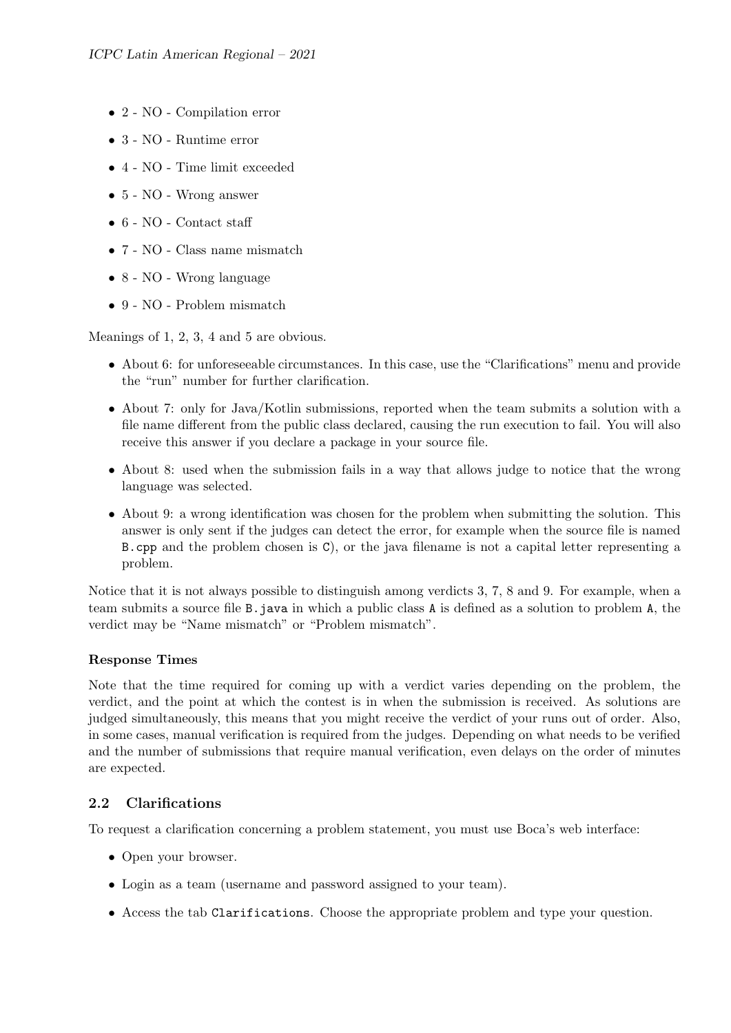- 2 - NO - Compilation error
- 3 - NO - Runtime error
- 4 - NO - Time limit exceeded
- 5 - NO - Wrong answer
- 6 - NO - Contact staff
- 7 - NO - Class name mismatch
- 8 - NO - Wrong language
- 9 - NO - Problem mismatch

Meanings of 1, 2, 3, 4 and 5 are obvious.

- About 6: for unforeseeable circumstances. In this case, use the "Clarifications" menu and provide the "run" number for further clarification.
- About 7: only for Java/Kotlin submissions, reported when the team submits a solution with a file name different from the public class declared, causing the run execution to fail. You will also receive this answer if you declare a package in your source file.
- About 8: used when the submission fails in a way that allows judge to notice that the wrong language was selected.
- About 9: a wrong identification was chosen for the problem when submitting the solution. This answer is only sent if the judges can detect the error, for example when the source file is named `B.cpp` and the problem chosen is `C`), or the java filename is not a capital letter representing a problem.

Notice that it is not always possible to distinguish among verdicts 3, 7, 8 and 9. For example, when a team submits a source file `B.java` in which a public class `A` is defined as a solution to problem `A`, the verdict may be "Name mismatch" or "Problem mismatch".

**Response Times**

Note that the time required for coming up with a verdict varies depending on the problem, the verdict, and the point at which the contest is in when the submission is received. As solutions are judged simultaneously, this means that you might receive the verdict of your runs out of order. Also, in some cases, manual verification is required from the judges. Depending on what needs to be verified and the number of submissions that require manual verification, even delays on the order of minutes are expected.

### 2.2 Clarifications

To request a clarification concerning a problem statement, you must use Boca's web interface:

- Open your browser.
- Login as a team (username and password assigned to your team).
- Access the tab `Clarifications`. Choose the appropriate problem and type your question.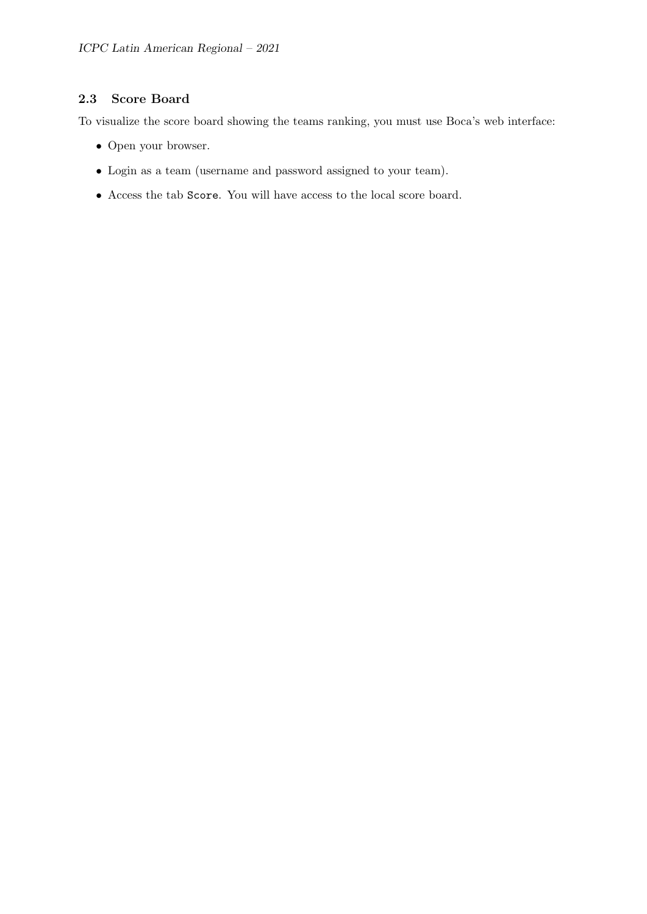### 2.3 Score Board

To visualize the score board showing the teams ranking, you must use Boca's web interface:

- Open your browser.
- Login as a team (username and password assigned to your team).
- Access the tab `Score`. You will have access to the local score board.